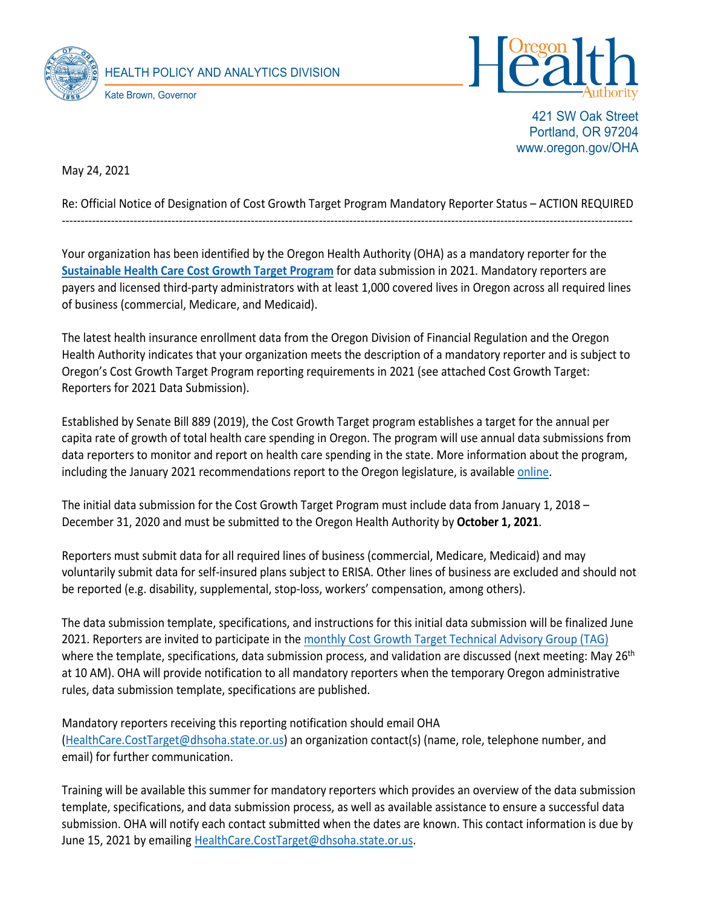HEALTH POLICY AND ANALYTICS DIVISION

Kate Brown, Governor

421 SW Oak Street
Portland, OR 97204
www.oregon.gov/OHA

May 24, 2021

Re: Official Notice of Designation of Cost Growth Target Program Mandatory Reporter Status – ACTION REQUIRED

---

Your organization has been identified by the Oregon Health Authority (OHA) as a mandatory reporter for the **Sustainable Health Care Cost Growth Target Program** for data submission in 2021. Mandatory reporters are payers and licensed third-party administrators with at least 1,000 covered lives in Oregon across all required lines of business (commercial, Medicare, and Medicaid).

The latest health insurance enrollment data from the Oregon Division of Financial Regulation and the Oregon Health Authority indicates that your organization meets the description of a mandatory reporter and is subject to Oregon's Cost Growth Target Program reporting requirements in 2021 (see attached Cost Growth Target: Reporters for 2021 Data Submission).

Established by Senate Bill 889 (2019), the Cost Growth Target program establishes a target for the annual per capita rate of growth of total health care spending in Oregon. The program will use annual data submissions from data reporters to monitor and report on health care spending in the state. More information about the program, including the January 2021 recommendations report to the Oregon legislature, is available online.

The initial data submission for the Cost Growth Target Program must include data from January 1, 2018 – December 31, 2020 and must be submitted to the Oregon Health Authority by **October 1, 2021**.

Reporters must submit data for all required lines of business (commercial, Medicare, Medicaid) and may voluntarily submit data for self-insured plans subject to ERISA. Other lines of business are excluded and should not be reported (e.g. disability, supplemental, stop-loss, workers' compensation, among others).

The data submission template, specifications, and instructions for this initial data submission will be finalized June 2021. Reporters are invited to participate in the monthly Cost Growth Target Technical Advisory Group (TAG) where the template, specifications, data submission process, and validation are discussed (next meeting: May 26th at 10 AM). OHA will provide notification to all mandatory reporters when the temporary Oregon administrative rules, data submission template, specifications are published.

Mandatory reporters receiving this reporting notification should email OHA (HealthCare.CostTarget@dhsoha.state.or.us) an organization contact(s) (name, role, telephone number, and email) for further communication.

Training will be available this summer for mandatory reporters which provides an overview of the data submission template, specifications, and data submission process, as well as available assistance to ensure a successful data submission. OHA will notify each contact submitted when the dates are known. This contact information is due by June 15, 2021 by emailing HealthCare.CostTarget@dhsoha.state.or.us.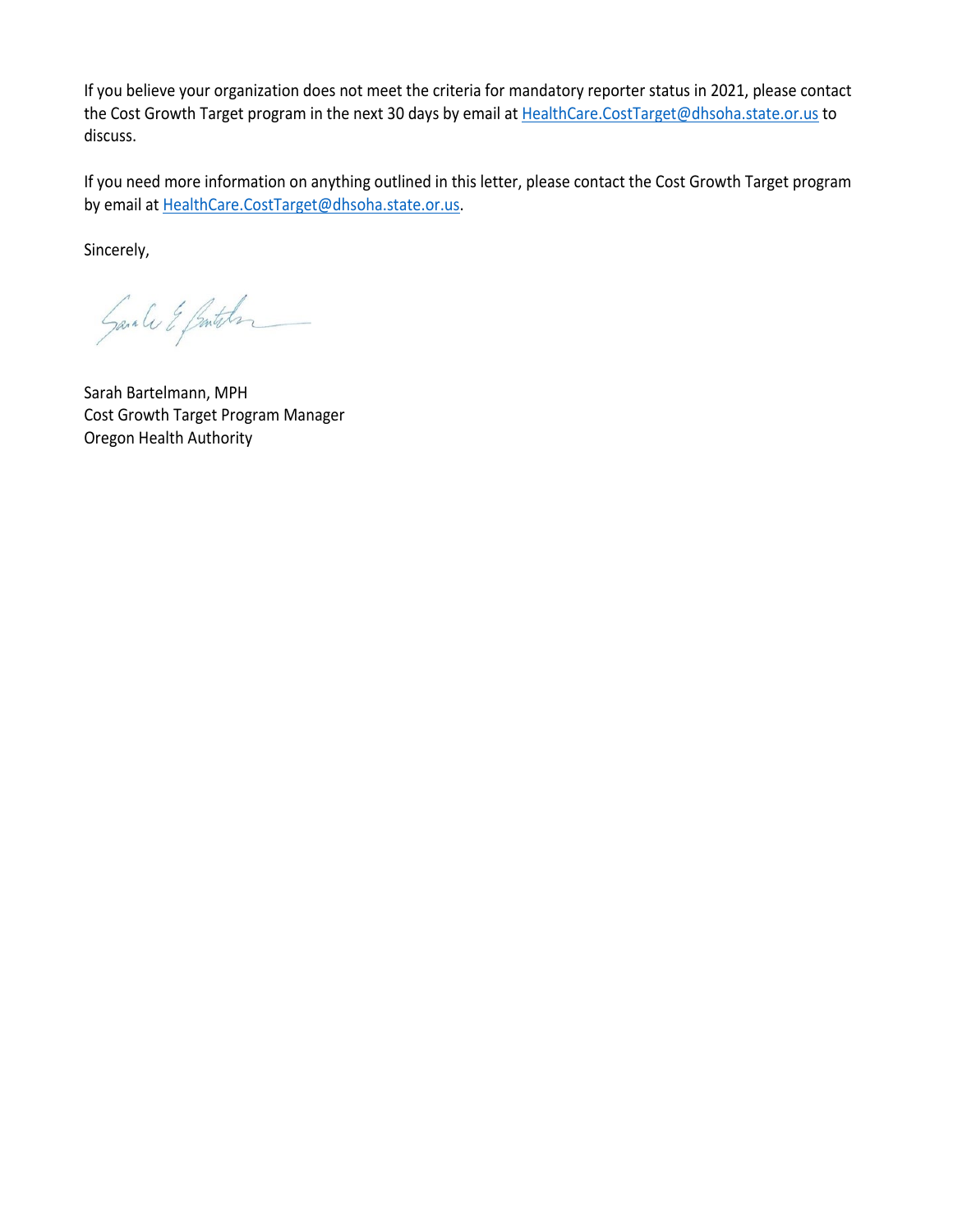If you believe your organization does not meet the criteria for mandatory reporter status in 2021, please contact the Cost Growth Target program in the next 30 days by email at HealthCare.CostTarget@dhsoha.state.or.us to discuss.

If you need more information on anything outlined in this letter, please contact the Cost Growth Target program by email at HealthCare.CostTarget@dhsoha.state.or.us.

Sincerely,

Sarah Bartelmann, MPH
Cost Growth Target Program Manager
Oregon Health Authority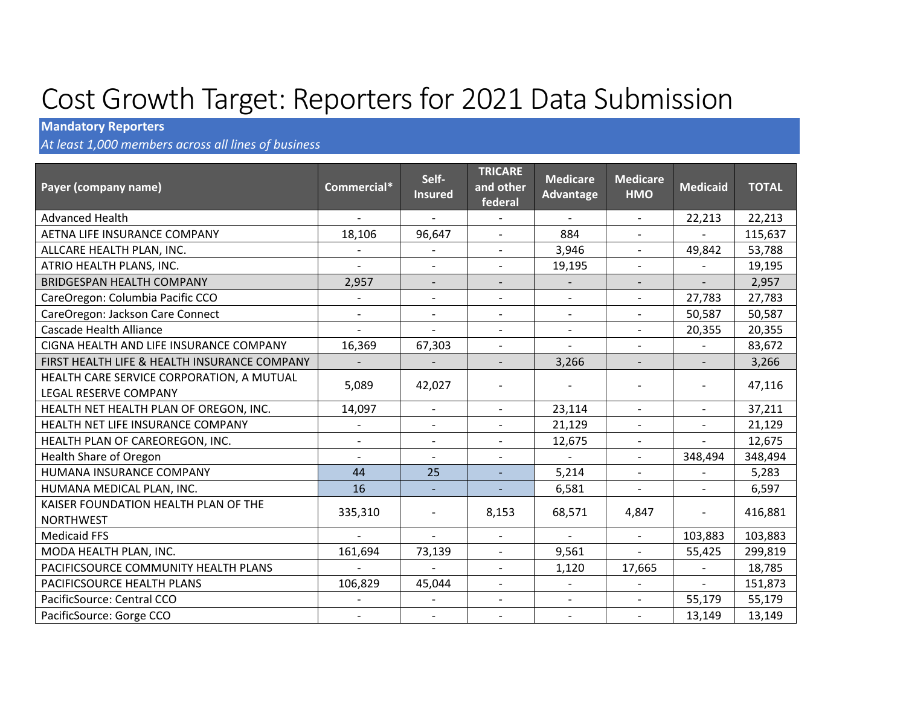# Cost Growth Target: Reporters for 2021 Data Submission

**Mandatory Reporters**

*At least 1,000 members across all lines of business*

| Payer (company name) | Commercial* | Self-Insured | TRICARE and other federal | Medicare Advantage | Medicare HMO | Medicaid | TOTAL |
|---|---|---|---|---|---|---|---|
| Advanced Health | - | - | - | - | - | 22,213 | 22,213 |
| AETNA LIFE INSURANCE COMPANY | 18,106 | 96,647 | - | 884 | - | - | 115,637 |
| ALLCARE HEALTH PLAN, INC. | - | - | - | 3,946 | - | 49,842 | 53,788 |
| ATRIO HEALTH PLANS, INC. | - | - | - | 19,195 | - | - | 19,195 |
| BRIDGESPAN HEALTH COMPANY | 2,957 | - | - | - | - | - | 2,957 |
| CareOregon: Columbia Pacific CCO | - | - | - | - | - | 27,783 | 27,783 |
| CareOregon: Jackson Care Connect | - | - | - | - | - | 50,587 | 50,587 |
| Cascade Health Alliance | - | - | - | - | - | 20,355 | 20,355 |
| CIGNA HEALTH AND LIFE INSURANCE COMPANY | 16,369 | 67,303 | - | - | - | - | 83,672 |
| FIRST HEALTH LIFE & HEALTH INSURANCE COMPANY | - | - | - | 3,266 | - | - | 3,266 |
| HEALTH CARE SERVICE CORPORATION, A MUTUAL LEGAL RESERVE COMPANY | 5,089 | 42,027 | - | - | - | - | 47,116 |
| HEALTH NET HEALTH PLAN OF OREGON, INC. | 14,097 | - | - | 23,114 | - | - | 37,211 |
| HEALTH NET LIFE INSURANCE COMPANY | - | - | - | 21,129 | - | - | 21,129 |
| HEALTH PLAN OF CAREOREGON, INC. | - | - | - | 12,675 | - | - | 12,675 |
| Health Share of Oregon | - | - | - | - | - | 348,494 | 348,494 |
| HUMANA INSURANCE COMPANY | 44 | 25 | - | 5,214 | - | - | 5,283 |
| HUMANA MEDICAL PLAN, INC. | 16 | - | - | 6,581 | - | - | 6,597 |
| KAISER FOUNDATION HEALTH PLAN OF THE NORTHWEST | 335,310 | - | 8,153 | 68,571 | 4,847 | - | 416,881 |
| Medicaid FFS | - | - | - | - | - | 103,883 | 103,883 |
| MODA HEALTH PLAN, INC. | 161,694 | 73,139 | - | 9,561 | - | 55,425 | 299,819 |
| PACIFICSOURCE COMMUNITY HEALTH PLANS | - | - | - | 1,120 | 17,665 | - | 18,785 |
| PACIFICSOURCE HEALTH PLANS | 106,829 | 45,044 | - | - | - | - | 151,873 |
| PacificSource: Central CCO | - | - | - | - | - | 55,179 | 55,179 |
| PacificSource: Gorge CCO | - | - | - | - | - | 13,149 | 13,149 |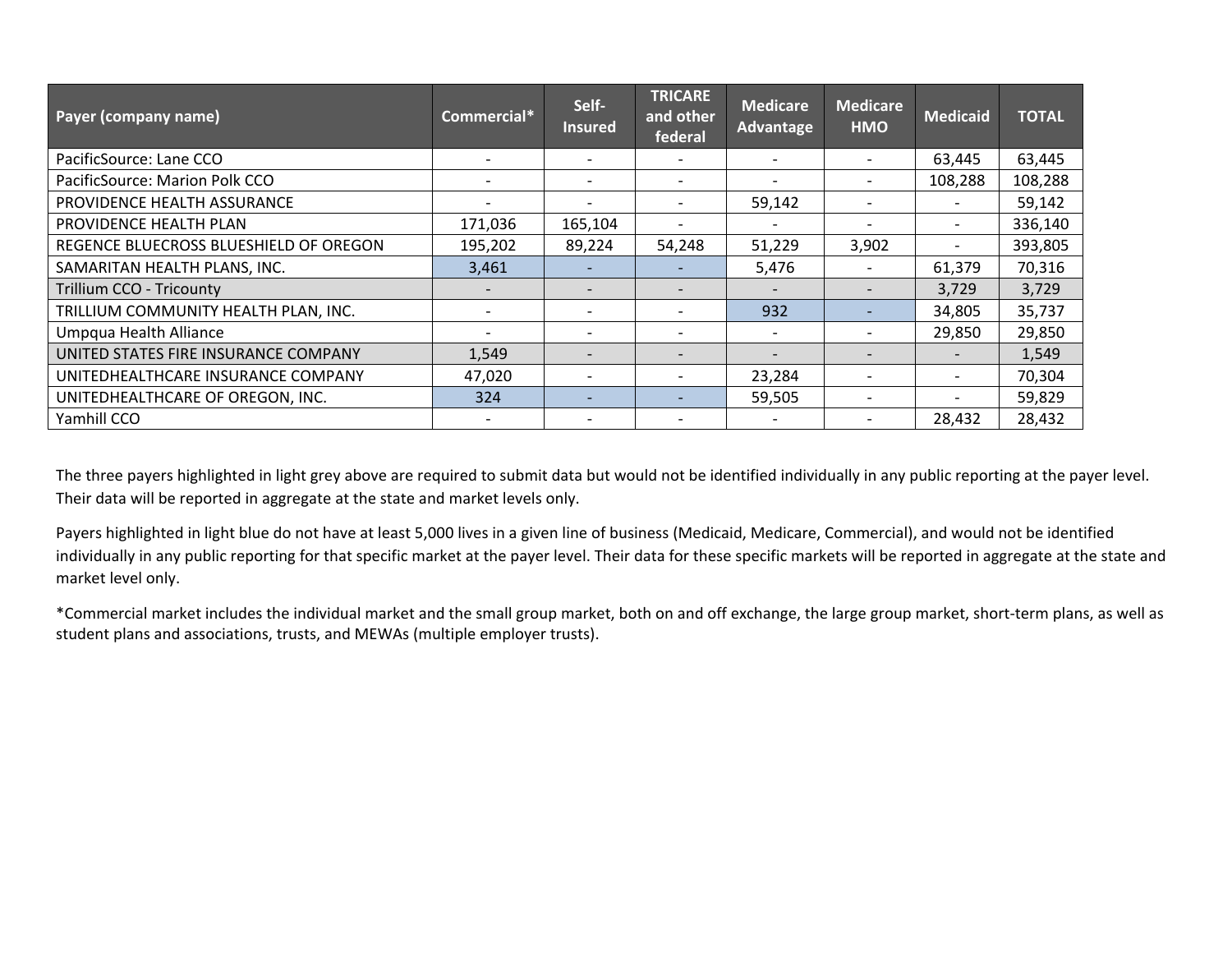| Payer (company name) | Commercial* | Self-Insured | TRICARE and other federal | Medicare Advantage | Medicare HMO | Medicaid | TOTAL |
|---|---|---|---|---|---|---|---|
| PacificSource: Lane CCO | - | - | - | - | - | 63,445 | 63,445 |
| PacificSource: Marion Polk CCO | - | - | - | - | - | 108,288 | 108,288 |
| PROVIDENCE HEALTH ASSURANCE | - | - | - | 59,142 | - | - | 59,142 |
| PROVIDENCE HEALTH PLAN | 171,036 | 165,104 | - | - | - | - | 336,140 |
| REGENCE BLUECROSS BLUESHIELD OF OREGON | 195,202 | 89,224 | 54,248 | 51,229 | 3,902 | - | 393,805 |
| SAMARITAN HEALTH PLANS, INC. | 3,461 | - | - | 5,476 | - | 61,379 | 70,316 |
| Trillium CCO - Tricounty | - | - | - | - | - | 3,729 | 3,729 |
| TRILLIUM COMMUNITY HEALTH PLAN, INC. | - | - | - | 932 | - | 34,805 | 35,737 |
| Umpqua Health Alliance | - | - | - | - | - | 29,850 | 29,850 |
| UNITED STATES FIRE INSURANCE COMPANY | 1,549 | - | - | - | - | - | 1,549 |
| UNITEDHEALTHCARE INSURANCE COMPANY | 47,020 | - | - | 23,284 | - | - | 70,304 |
| UNITEDHEALTHCARE OF OREGON, INC. | 324 | - | - | 59,505 | - | - | 59,829 |
| Yamhill CCO | - | - | - | - | - | 28,432 | 28,432 |

The three payers highlighted in light grey above are required to submit data but would not be identified individually in any public reporting at the payer level. Their data will be reported in aggregate at the state and market levels only.

Payers highlighted in light blue do not have at least 5,000 lives in a given line of business (Medicaid, Medicare, Commercial), and would not be identified individually in any public reporting for that specific market at the payer level. Their data for these specific markets will be reported in aggregate at the state and market level only.

*Commercial market includes the individual market and the small group market, both on and off exchange, the large group market, short-term plans, as well as student plans and associations, trusts, and MEWAs (multiple employer trusts).